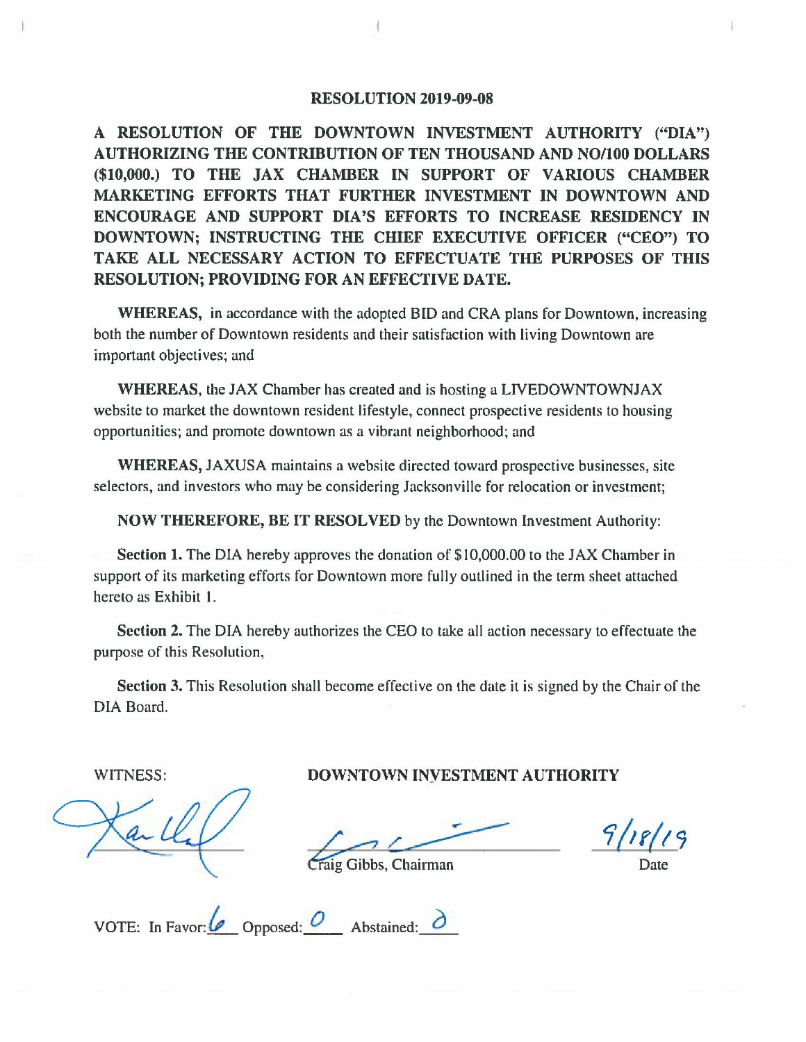# RESOLUTION 2019-09-08

**A RESOLUTION OF THE DOWNTOWN INVESTMENT AUTHORITY ("DIA") AUTHORIZING THE CONTRIBUTION OF TEN THOUSAND AND NO/100 DOLLARS ($10,000.) TO THE JAX CHAMBER IN SUPPORT OF VARIOUS CHAMBER MARKETING EFFORTS THAT FURTHER INVESTMENT IN DOWNTOWN AND ENCOURAGE AND SUPPORT DIA'S EFFORTS TO INCREASE RESIDENCY IN DOWNTOWN; INSTRUCTING THE CHIEF EXECUTIVE OFFICER ("CEO") TO TAKE ALL NECESSARY ACTION TO EFFECTUATE THE PURPOSES OF THIS RESOLUTION; PROVIDING FOR AN EFFECTIVE DATE.**

**WHEREAS,** in accordance with the adopted BID and CRA plans for Downtown, increasing both the number of Downtown residents and their satisfaction with living Downtown are important objectives; and

**WHEREAS,** the JAX Chamber has created and is hosting a LIVEDOWNTOWNJAX website to market the downtown resident lifestyle, connect prospective residents to housing opportunities; and promote downtown as a vibrant neighborhood; and

**WHEREAS,** JAXUSA maintains a website directed toward prospective businesses, site selectors, and investors who may be considering Jacksonville for relocation or investment;

**NOW THEREFORE, BE IT RESOLVED** by the Downtown Investment Authority:

**Section 1.** The DIA hereby approves the donation of $10,000.00 to the JAX Chamber in support of its marketing efforts for Downtown more fully outlined in the term sheet attached hereto as Exhibit 1.

**Section 2.** The DIA hereby authorizes the CEO to take all action necessary to effectuate the purpose of this Resolution,

**Section 3.** This Resolution shall become effective on the date it is signed by the Chair of the DIA Board.

WITNESS: **DOWNTOWN INVESTMENT AUTHORITY**

[Signature]

[Signature]
Craig Gibbs, Chairman

9/18/19
Date

VOTE: In Favor: 6 Opposed: 0 Abstained: 0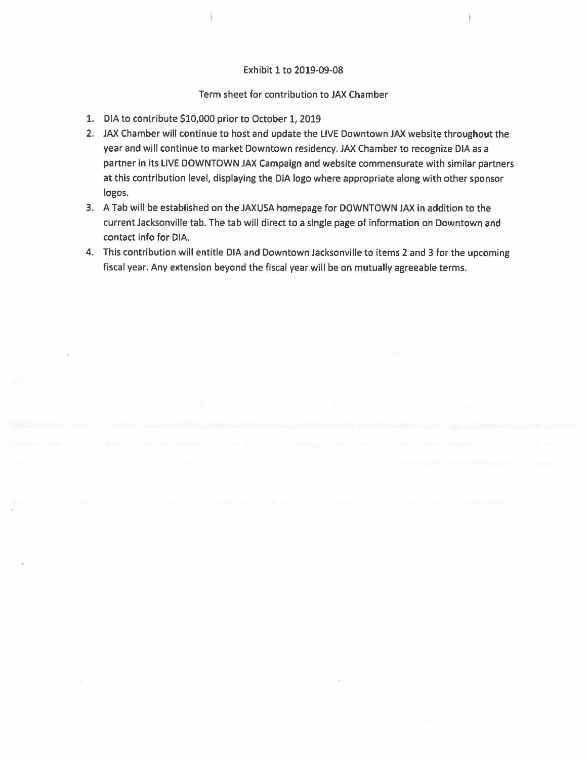Exhibit 1 to 2019-09-08

Term sheet for contribution to JAX Chamber

1. DIA to contribute $10,000 prior to October 1, 2019
2. JAX Chamber will continue to host and update the LIVE Downtown JAX website throughout the year and will continue to market Downtown residency. JAX Chamber to recognize DIA as a partner in its LIVE DOWNTOWN JAX Campaign and website commensurate with similar partners at this contribution level, displaying the DIA logo where appropriate along with other sponsor logos.
3. A Tab will be established on the JAXUSA homepage for DOWNTOWN JAX in addition to the current Jacksonville tab. The tab will direct to a single page of information on Downtown and contact info for DIA.
4. This contribution will entitle DIA and Downtown Jacksonville to items 2 and 3 for the upcoming fiscal year. Any extension beyond the fiscal year will be on mutually agreeable terms.